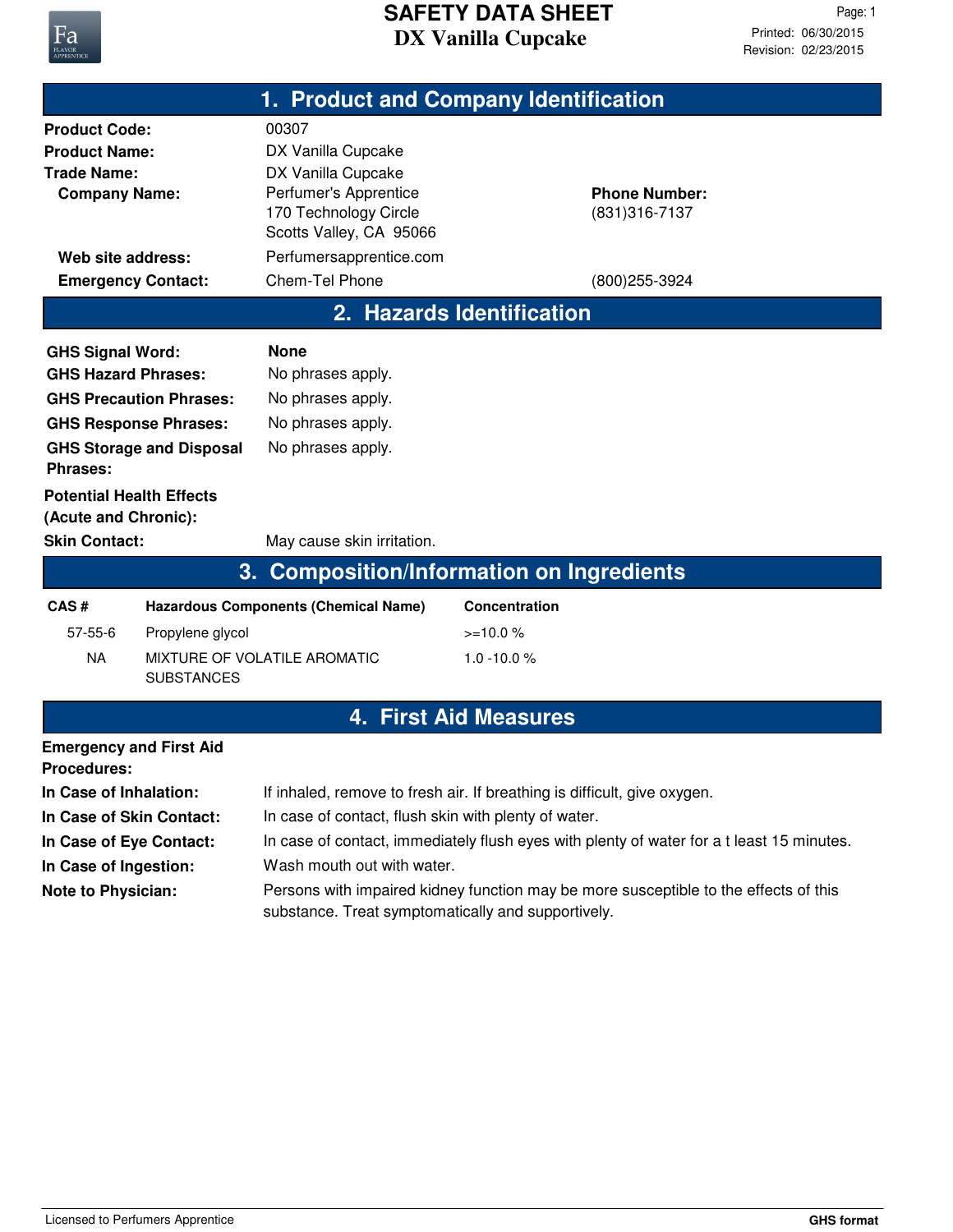# SAFETY DATA SHEET

## DX Vanilla Cupcake

Printed: 06/30/2015
Revision: 02/23/2015

## 1. Product and Company Identification

**Product Code:** 00307

**Product Name:** DX Vanilla Cupcake

**Trade Name:** DX Vanilla Cupcake

**Company Name:** Perfumer's Apprentice
170 Technology Circle
Scotts Valley, CA 95066

**Phone Number:** (831)316-7137

**Web site address:** Perfumersapprentice.com

**Emergency Contact:** Chem-Tel Phone (800)255-3924

## 2. Hazards Identification

**GHS Signal Word:** **None**

**GHS Hazard Phrases:** No phrases apply.

**GHS Precaution Phrases:** No phrases apply.

**GHS Response Phrases:** No phrases apply.

**GHS Storage and Disposal Phrases:** No phrases apply.

**Potential Health Effects (Acute and Chronic):**

**Skin Contact:** May cause skin irritation.

## 3. Composition/Information on Ingredients

| CAS # | Hazardous Components (Chemical Name) | Concentration |
|---|---|---|
| 57-55-6 | Propylene glycol | >=10.0 % |
| NA | MIXTURE OF VOLATILE AROMATIC SUBSTANCES | 1.0 -10.0 % |

## 4. First Aid Measures

**Emergency and First Aid Procedures:**

**In Case of Inhalation:** If inhaled, remove to fresh air. If breathing is difficult, give oxygen.

**In Case of Skin Contact:** In case of contact, flush skin with plenty of water.

**In Case of Eye Contact:** In case of contact, immediately flush eyes with plenty of water for a t least 15 minutes.

**In Case of Ingestion:** Wash mouth out with water.

**Note to Physician:** Persons with impaired kidney function may be more susceptible to the effects of this substance. Treat symptomatically and supportively.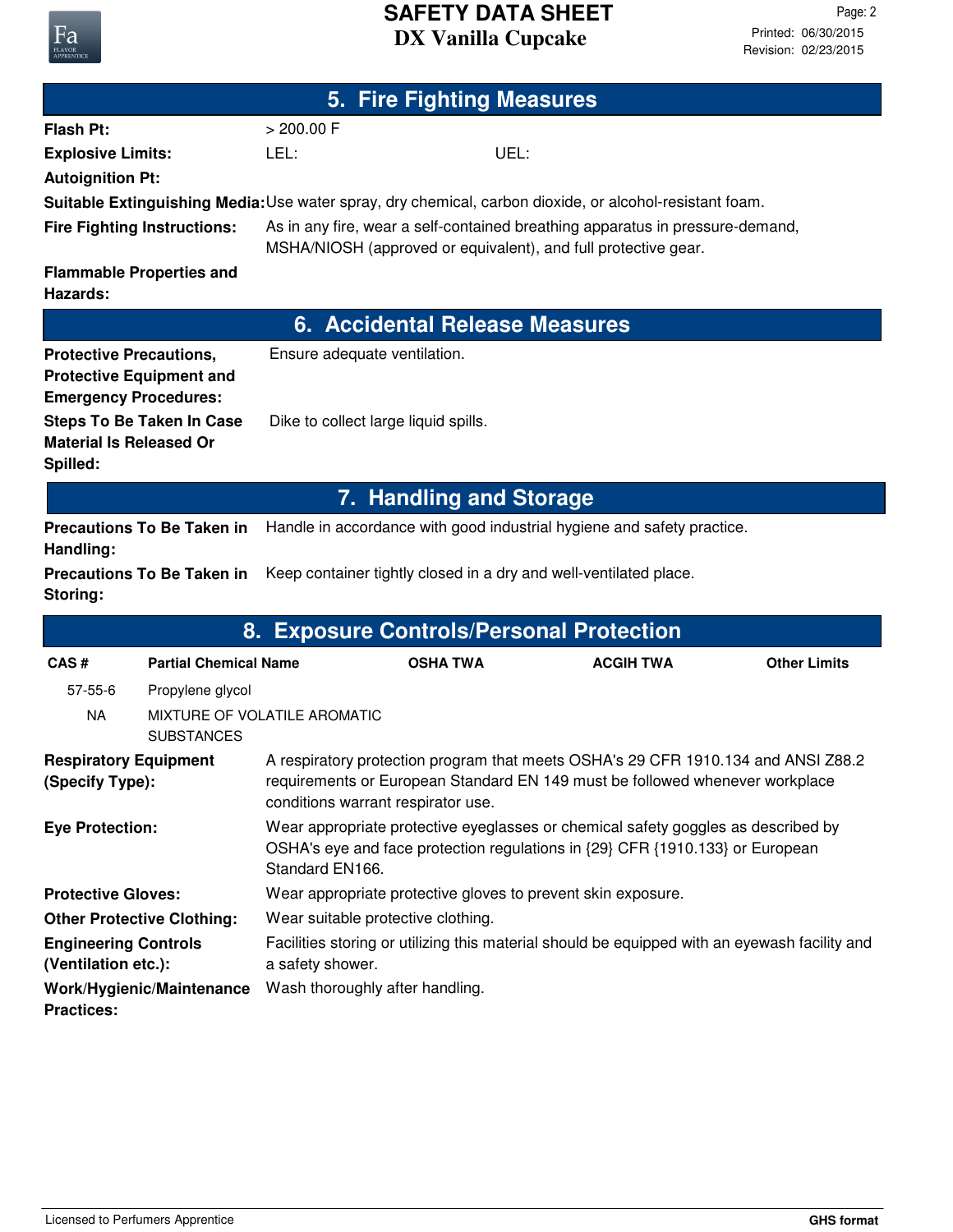## 5. Fire Fighting Measures

**Flash Pt:** > 200.00 F

**Explosive Limits:** LEL: UEL:

**Autoignition Pt:**

**Suitable Extinguishing Media:** Use water spray, dry chemical, carbon dioxide, or alcohol-resistant foam.

**Fire Fighting Instructions:** As in any fire, wear a self-contained breathing apparatus in pressure-demand, MSHA/NIOSH (approved or equivalent), and full protective gear.

**Flammable Properties and Hazards:**

## 6. Accidental Release Measures

**Protective Precautions, Protective Equipment and Emergency Procedures:** Ensure adequate ventilation.

**Steps To Be Taken In Case Material Is Released Or Spilled:** Dike to collect large liquid spills.

## 7. Handling and Storage

**Precautions To Be Taken in Handling:** Handle in accordance with good industrial hygiene and safety practice.

**Precautions To Be Taken in Storing:** Keep container tightly closed in a dry and well-ventilated place.

## 8. Exposure Controls/Personal Protection

| CAS # | Partial Chemical Name | OSHA TWA | ACGIH TWA | Other Limits |
|---|---|---|---|---|
| 57-55-6 | Propylene glycol | | | |
| NA | MIXTURE OF VOLATILE AROMATIC SUBSTANCES | | | |

**Respiratory Equipment (Specify Type):** A respiratory protection program that meets OSHA's 29 CFR 1910.134 and ANSI Z88.2 requirements or European Standard EN 149 must be followed whenever workplace conditions warrant respirator use.

**Eye Protection:** Wear appropriate protective eyeglasses or chemical safety goggles as described by OSHA's eye and face protection regulations in {29} CFR {1910.133} or European Standard EN166.

**Protective Gloves:** Wear appropriate protective gloves to prevent skin exposure.

**Other Protective Clothing:** Wear suitable protective clothing.

**Engineering Controls (Ventilation etc.):** Facilities storing or utilizing this material should be equipped with an eyewash facility and a safety shower.

**Work/Hygienic/Maintenance Practices:** Wash thoroughly after handling.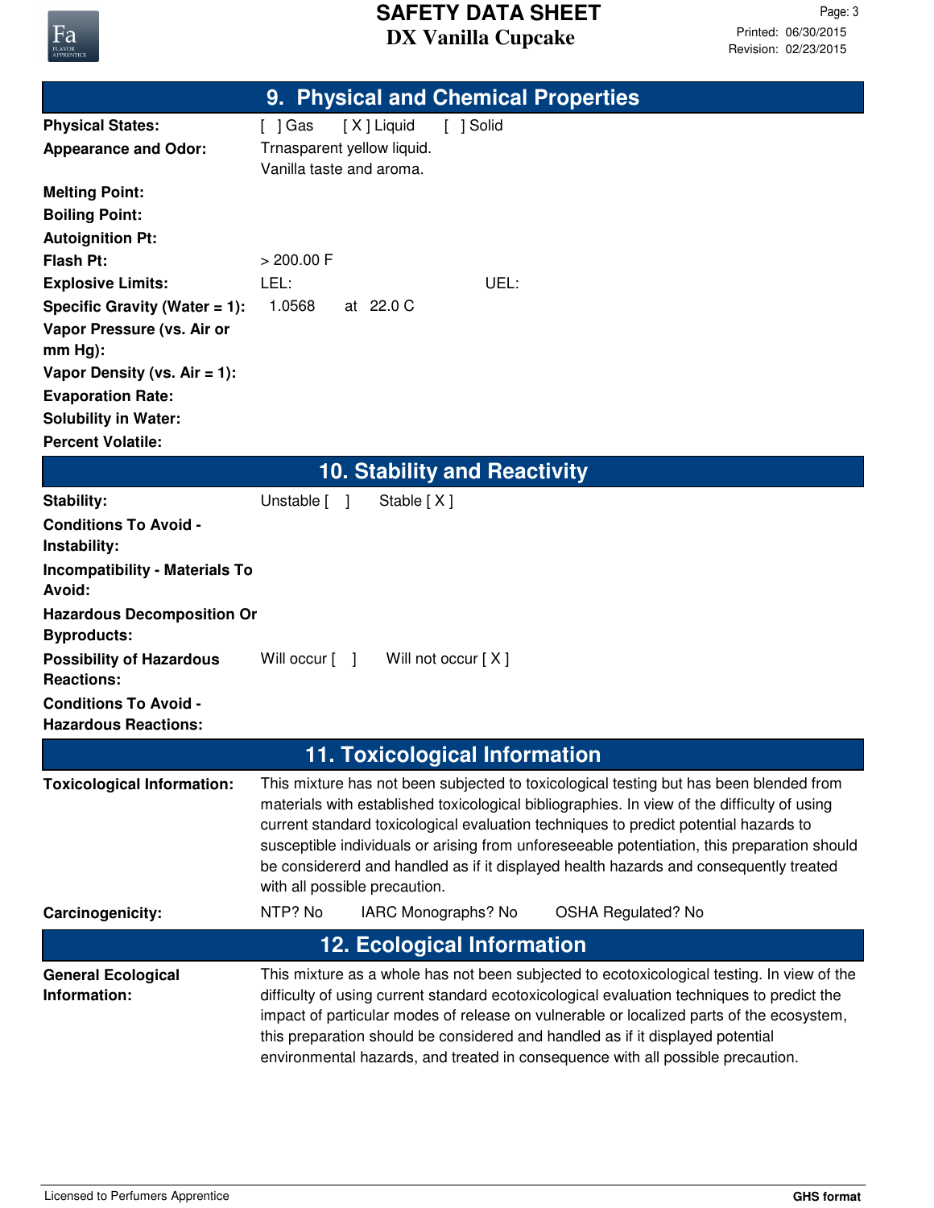## 9. Physical and Chemical Properties

| | |
|---|---|
| **Physical States:** | [ ] Gas [ X ] Liquid [ ] Solid |
| **Appearance and Odor:** | Trnasparent yellow liquid. Vanilla taste and aroma. |
| **Melting Point:** | |
| **Boiling Point:** | |
| **Autoignition Pt:** | |
| **Flash Pt:** | > 200.00 F |
| **Explosive Limits:** | LEL: UEL: |
| **Specific Gravity (Water = 1):** | 1.0568 at 22.0 C |
| **Vapor Pressure (vs. Air or mm Hg):** | |
| **Vapor Density (vs. Air = 1):** | |
| **Evaporation Rate:** | |
| **Solubility in Water:** | |
| **Percent Volatile:** | |

## 10. Stability and Reactivity

| | |
|---|---|
| **Stability:** | Unstable [ ] Stable [ X ] |
| **Conditions To Avoid - Instability:** | |
| **Incompatibility - Materials To Avoid:** | |
| **Hazardous Decomposition Or Byproducts:** | |
| **Possibility of Hazardous Reactions:** | Will occur [ ] Will not occur [ X ] |
| **Conditions To Avoid - Hazardous Reactions:** | |

## 11. Toxicological Information

**Toxicological Information:** This mixture has not been subjected to toxicological testing but has been blended from materials with established toxicological bibliographies. In view of the difficulty of using current standard toxicological evaluation techniques to predict potential hazards to susceptible individuals or arising from unforeseeable potentiation, this preparation should be considererd and handled as if it displayed health hazards and consequently treated with all possible precaution.

**Carcinogenicity:** NTP? No IARC Monographs? No OSHA Regulated? No

## 12. Ecological Information

**General Ecological Information:** This mixture as a whole has not been subjected to ecotoxicological testing. In view of the difficulty of using current standard ecotoxicological evaluation techniques to predict the impact of particular modes of release on vulnerable or localized parts of the ecosystem, this preparation should be considered and handled as if it displayed potential environmental hazards, and treated in consequence with all possible precaution.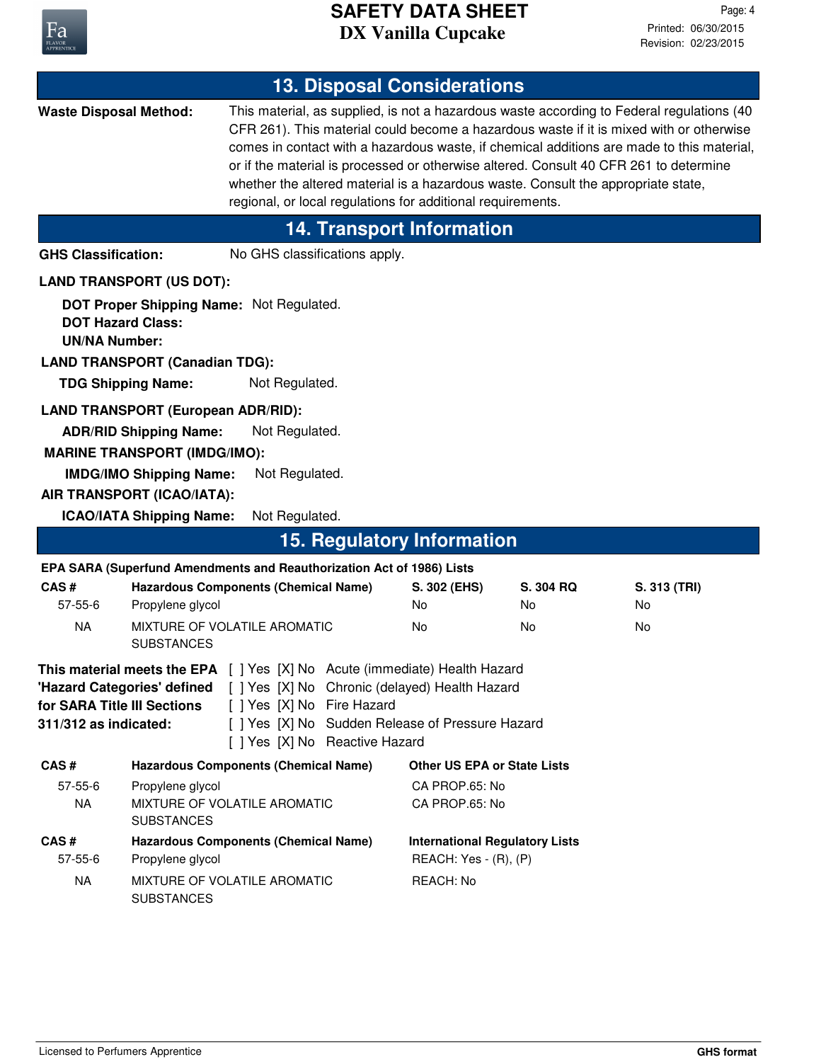## 13. Disposal Considerations

**Waste Disposal Method:** This material, as supplied, is not a hazardous waste according to Federal regulations (40 CFR 261). This material could become a hazardous waste if it is mixed with or otherwise comes in contact with a hazardous waste, if chemical additions are made to this material, or if the material is processed or otherwise altered. Consult 40 CFR 261 to determine whether the altered material is a hazardous waste. Consult the appropriate state, regional, or local regulations for additional requirements.

## 14. Transport Information

**GHS Classification:** No GHS classifications apply.

**LAND TRANSPORT (US DOT):**

**DOT Proper Shipping Name:** Not Regulated.
**DOT Hazard Class:**
**UN/NA Number:**

**LAND TRANSPORT (Canadian TDG):**

**TDG Shipping Name:** Not Regulated.

**LAND TRANSPORT (European ADR/RID):**

**ADR/RID Shipping Name:** Not Regulated.

**MARINE TRANSPORT (IMDG/IMO):**

**IMDG/IMO Shipping Name:** Not Regulated.

**AIR TRANSPORT (ICAO/IATA):**

**ICAO/IATA Shipping Name:** Not Regulated.

## 15. Regulatory Information

**EPA SARA (Superfund Amendments and Reauthorization Act of 1986) Lists**

| CAS # | Hazardous Components (Chemical Name) | S. 302 (EHS) | S. 304 RQ | S. 313 (TRI) |
|---|---|---|---|---|
| 57-55-6 | Propylene glycol | No | No | No |
| NA | MIXTURE OF VOLATILE AROMATIC SUBSTANCES | No | No | No |

**This material meets the EPA 'Hazard Categories' defined for SARA Title III Sections 311/312 as indicated:**

[ ] Yes [X] No Acute (immediate) Health Hazard
[ ] Yes [X] No Chronic (delayed) Health Hazard
[ ] Yes [X] No Fire Hazard
[ ] Yes [X] No Sudden Release of Pressure Hazard
[ ] Yes [X] No Reactive Hazard

| CAS # | Hazardous Components (Chemical Name) | Other US EPA or State Lists |
|---|---|---|
| 57-55-6 | Propylene glycol | CA PROP.65: No |
| NA | MIXTURE OF VOLATILE AROMATIC SUBSTANCES | CA PROP.65: No |

| CAS # | Hazardous Components (Chemical Name) | International Regulatory Lists |
|---|---|---|
| 57-55-6 | Propylene glycol | REACH: Yes - (R), (P) |
| NA | MIXTURE OF VOLATILE AROMATIC SUBSTANCES | REACH: No |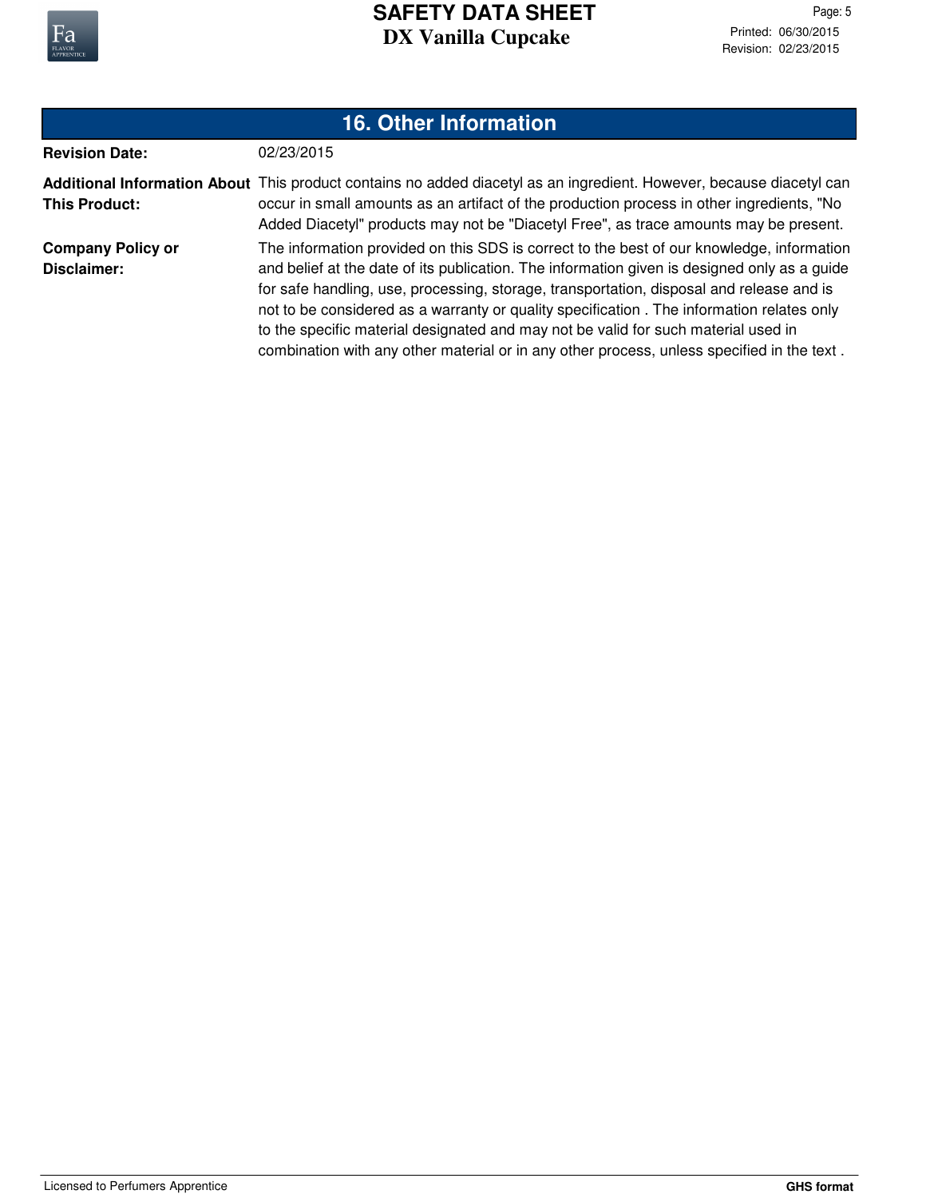## 16. Other Information

**Revision Date:** 02/23/2015

**Additional Information About This Product:** This product contains no added diacetyl as an ingredient. However, because diacetyl can occur in small amounts as an artifact of the production process in other ingredients, "No Added Diacetyl" products may not be "Diacetyl Free", as trace amounts may be present.

**Company Policy or Disclaimer:** The information provided on this SDS is correct to the best of our knowledge, information and belief at the date of its publication. The information given is designed only as a guide for safe handling, use, processing, storage, transportation, disposal and release and is not to be considered as a warranty or quality specification . The information relates only to the specific material designated and may not be valid for such material used in combination with any other material or in any other process, unless specified in the text .